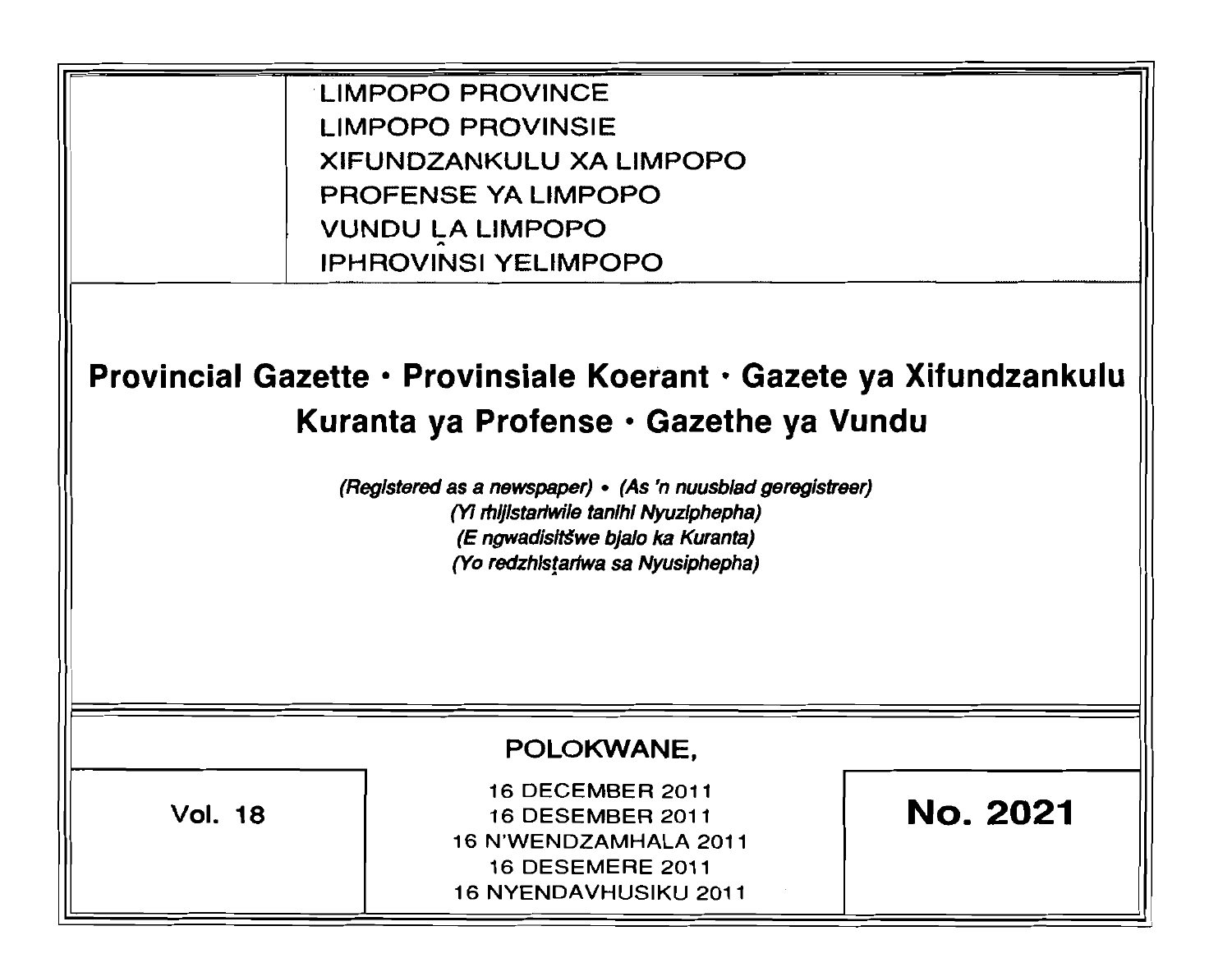LIMPOPO PROVINCE
LIMPOPO PROVINSIE
XIFUNDZANKULU XA LIMPOPO
PROFENSE YA LIMPOPO
VUNDU ḼA LIMPOPO
IPHROVINSI YELIMPOPO

# Provincial Gazette • Provinsiale Koerant • Gazete ya Xifundzankulu Kuranta ya Profense • Gazethe ya Vundu

*(Registered as a newspaper) • (As 'n nuusblad geregistreer)*
*(Yi ṁhijistariwile tanihi Nyuziphepha)*
*(E ngwadisitšwe bjalo ka Kuranta)*
*(Yo redzhistariwa sa Nyusiphepha)*

POLOKWANE,

**Vol. 18**

16 DECEMBER 2011
16 DESEMBER 2011
16 N'WENDZAMHALA 2011
16 DESEMERE 2011
16 NYENDAVHUSIKU 2011

**No. 2021**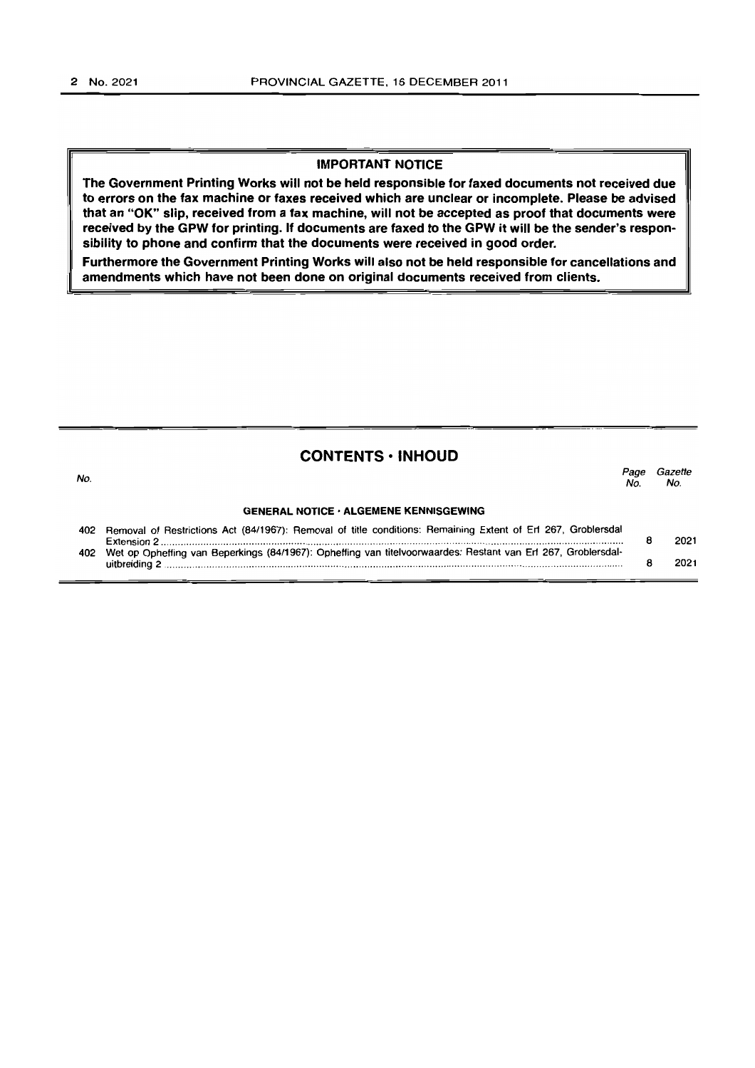## IMPORTANT NOTICE

**The Government Printing Works will not be held responsible for faxed documents not received due to errors on the fax machine or faxes received which are unclear or incomplete. Please be advised that an "OK" slip, received from a fax machine, will not be accepted as proof that documents were received by the GPW for printing. If documents are faxed to the GPW it will be the sender's responsibility to phone and confirm that the documents were received in good order.**

**Furthermore the Government Printing Works will also not be held responsible for cancellations and amendments which have not been done on original documents received from clients.**

## CONTENTS · INHOUD

| *No.* | | *Page No.* | *Gazette No.* |
|---|---|---|---|
| | **GENERAL NOTICE · ALGEMENE KENNISGEWING** | | |
| 402 | Removal of Restrictions Act (84/1967): Removal of title conditions: Remaining Extent of Erf 267, Groblersdal Extension 2 | 8 | 2021 |
| 402 | Wet op Opheffing van Beperkings (84/1967): Opheffing van titelvoorwaardes: Restant van Erf 267, Groblersdal-uitbreiding 2 | 8 | 2021 |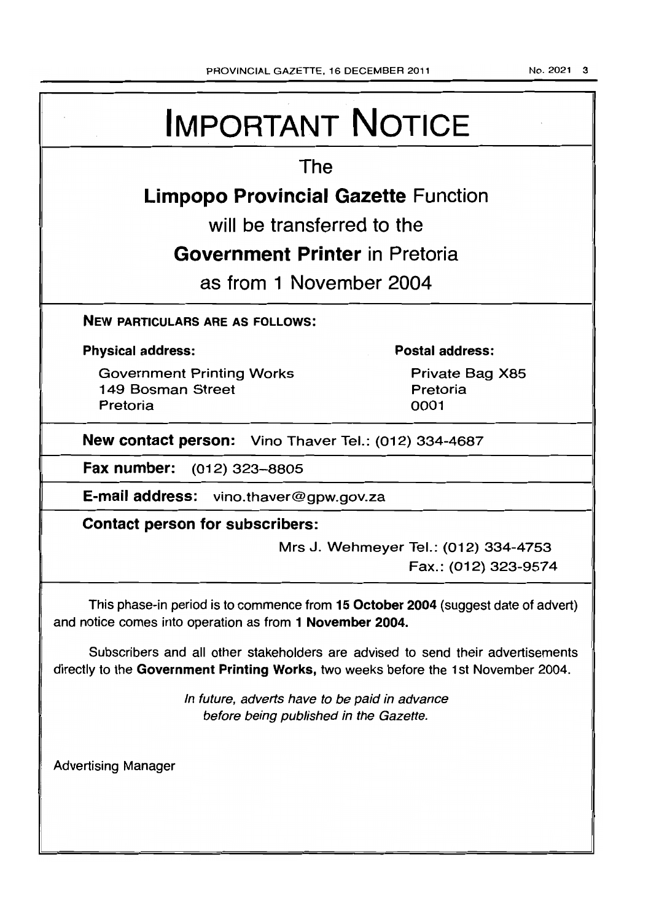# IMPORTANT NOTICE

## The

## **Limpopo Provincial Gazette** Function

## will be transferred to the

## **Government Printer** in Pretoria

## as from 1 November 2004

**NEW PARTICULARS ARE AS FOLLOWS:**

**Physical address:**

Government Printing Works
149 Bosman Street
Pretoria

**Postal address:**

Private Bag X85
Pretoria
0001

**New contact person:** Vino Thaver Tel.: (012) 334-4687

**Fax number:** (012) 323-8805

**E-mail address:** vino.thaver@gpw.gov.za

**Contact person for subscribers:**

Mrs J. Wehmeyer Tel.: (012) 334-4753
Fax.: (012) 323-9574

This phase-in period is to commence from **15 October 2004** (suggest date of advert) and notice comes into operation as from **1 November 2004.**

Subscribers and all other stakeholders are advised to send their advertisements directly to the **Government Printing Works,** two weeks before the 1st November 2004.

*In future, adverts have to be paid in advance before being published in the Gazette.*

Advertising Manager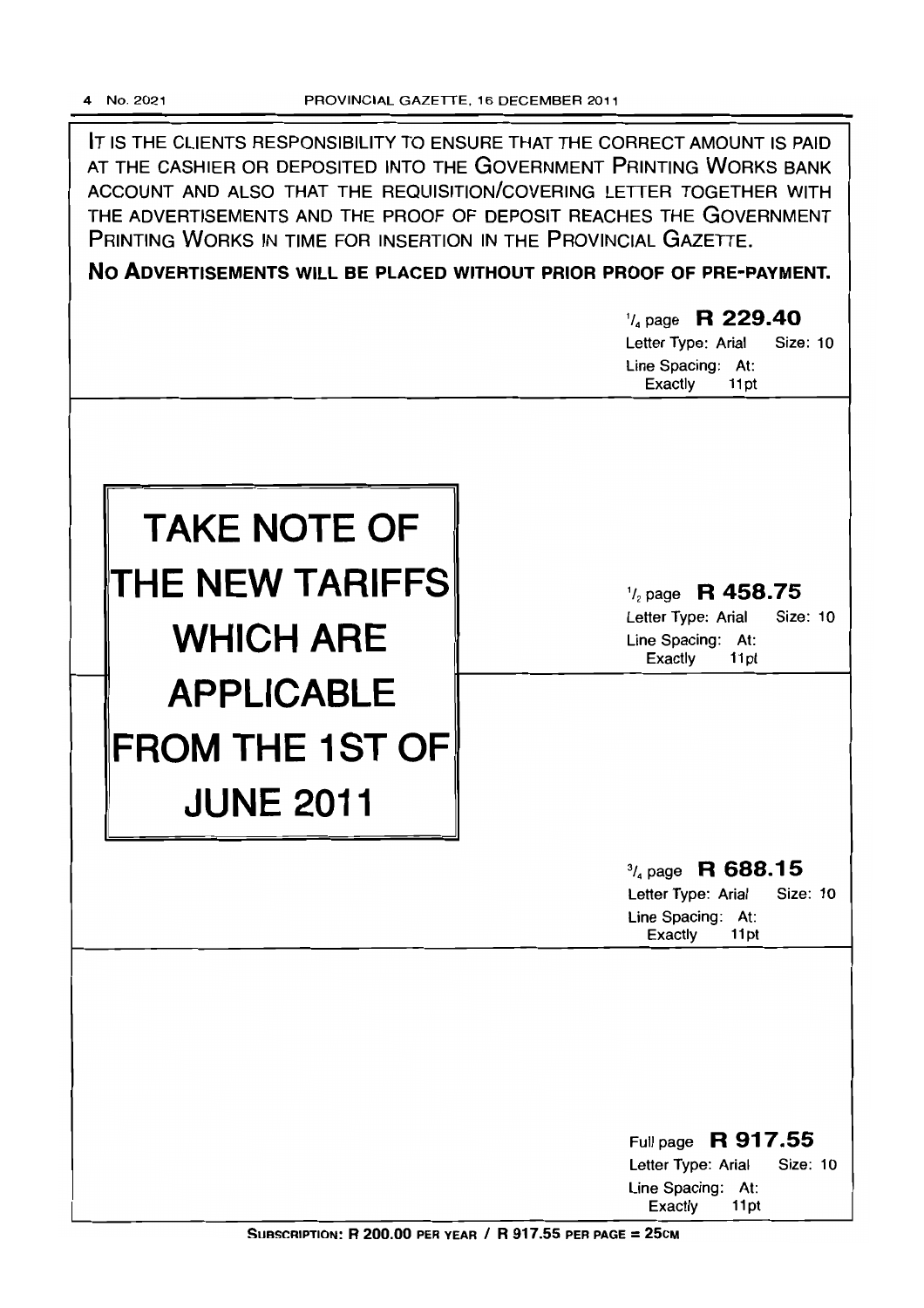IT IS THE CLIENTS RESPONSIBILITY TO ENSURE THAT THE CORRECT AMOUNT IS PAID AT THE CASHIER OR DEPOSITED INTO THE GOVERNMENT PRINTING WORKS BANK ACCOUNT AND ALSO THAT THE REQUISITION/COVERING LETTER TOGETHER WITH THE ADVERTISEMENTS AND THE PROOF OF DEPOSIT REACHES THE GOVERNMENT PRINTING WORKS IN TIME FOR INSERTION IN THE PROVINCIAL GAZETTE.

**NO ADVERTISEMENTS WILL BE PLACED WITHOUT PRIOR PROOF OF PRE-PAYMENT.**

# TAKE NOTE OF THE NEW TARIFFS WHICH ARE APPLICABLE FROM THE 1ST OF JUNE 2011

¼ page **R 229.40**
Letter Type: Arial Size: 10
Line Spacing: At: Exactly 11pt

½ page **R 458.75**
Letter Type: Arial Size: 10
Line Spacing: At: Exactly 11pt

¾ page **R 688.15**
Letter Type: Arial Size: 10
Line Spacing: At: Exactly 11pt

Full page **R 917.55**
Letter Type: Arial Size: 10
Line Spacing: At: Exactly 11pt

SUBSCRIPTION: R 200.00 PER YEAR / R 917.55 PER PAGE = 25CM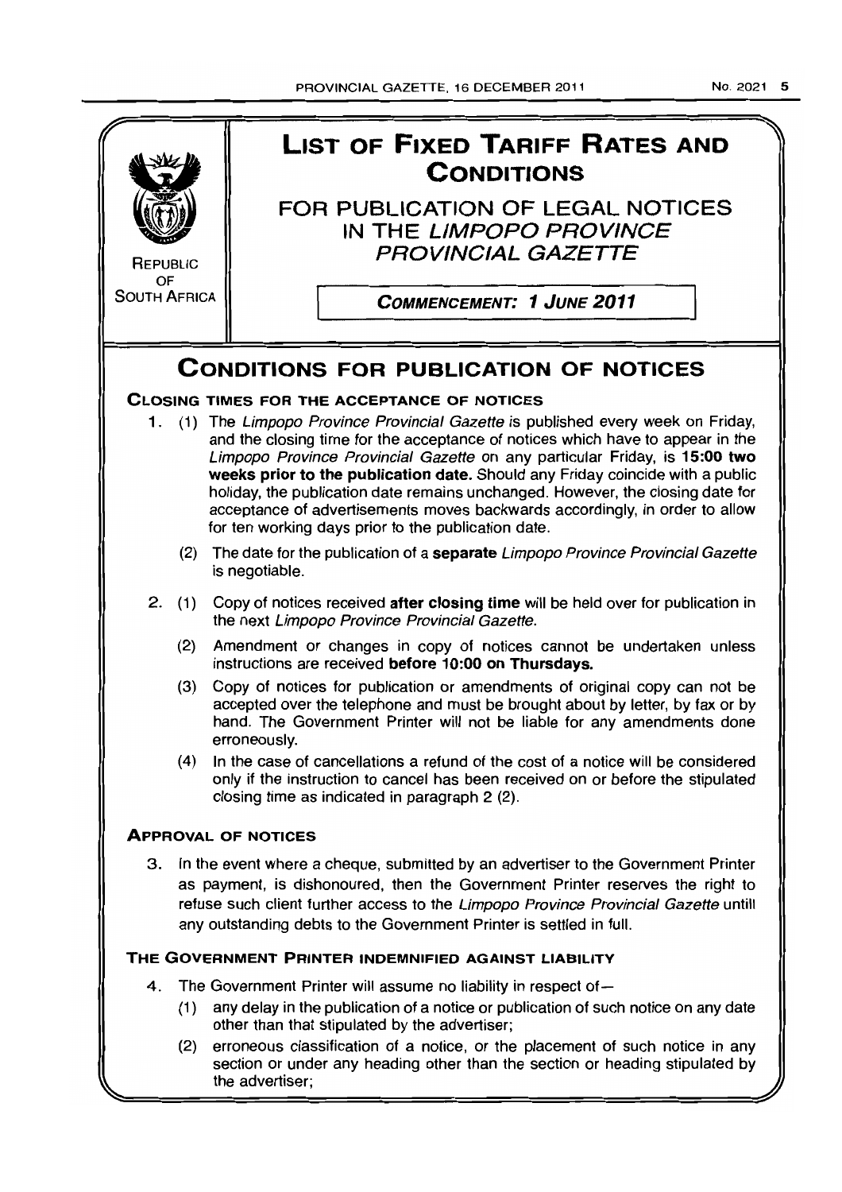REPUBLIC OF SOUTH AFRICA

# LIST OF FIXED TARIFF RATES AND CONDITIONS

## FOR PUBLICATION OF LEGAL NOTICES IN THE *LIMPOPO PROVINCE PROVINCIAL GAZETTE*

**COMMENCEMENT: 1 JUNE 2011**

# CONDITIONS FOR PUBLICATION OF NOTICES

### CLOSING TIMES FOR THE ACCEPTANCE OF NOTICES

1. (1) The *Limpopo Province Provincial Gazette* is published every week on Friday, and the closing time for the acceptance of notices which have to appear in the *Limpopo Province Provincial Gazette* on any particular Friday, is **15:00 two weeks prior to the publication date.** Should any Friday coincide with a public holiday, the publication date remains unchanged. However, the closing date for acceptance of advertisements moves backwards accordingly, in order to allow for ten working days prior to the publication date.

   (2) The date for the publication of a **separate** *Limpopo Province Provincial Gazette* is negotiable.

2. (1) Copy of notices received **after closing time** will be held over for publication in the next *Limpopo Province Provincial Gazette.*

   (2) Amendment or changes in copy of notices cannot be undertaken unless instructions are received **before 10:00 on Thursdays.**

   (3) Copy of notices for publication or amendments of original copy can not be accepted over the telephone and must be brought about by letter, by fax or by hand. The Government Printer will not be liable for any amendments done erroneously.

   (4) In the case of cancellations a refund of the cost of a notice will be considered only if the instruction to cancel has been received on or before the stipulated closing time as indicated in paragraph 2 (2).

### APPROVAL OF NOTICES

3. In the event where a cheque, submitted by an advertiser to the Government Printer as payment, is dishonoured, then the Government Printer reserves the right to refuse such client further access to the *Limpopo Province Provincial Gazette* untill any outstanding debts to the Government Printer is settled in full.

### THE GOVERNMENT PRINTER INDEMNIFIED AGAINST LIABILITY

4. The Government Printer will assume no liability in respect of—

   (1) any delay in the publication of a notice or publication of such notice on any date other than that stipulated by the advertiser;

   (2) erroneous classification of a notice, or the placement of such notice in any section or under any heading other than the section or heading stipulated by the advertiser;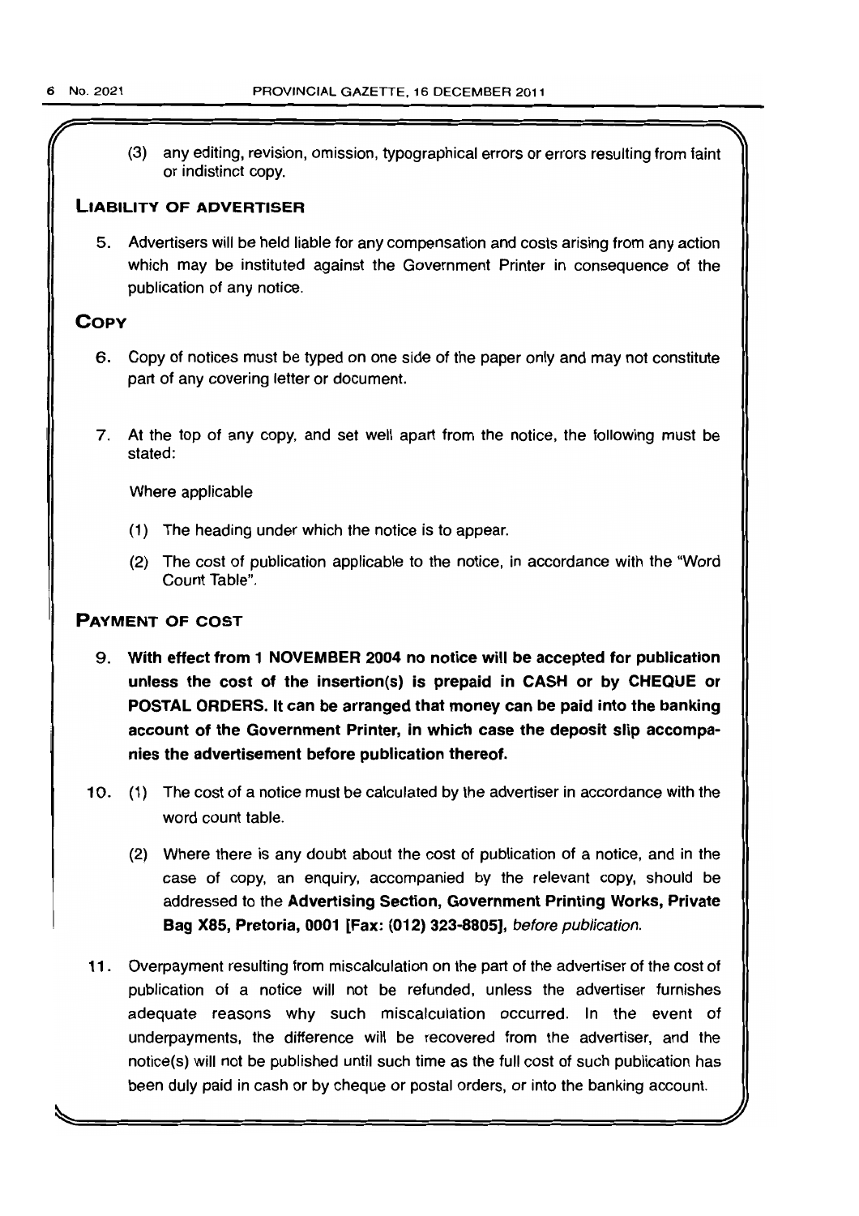(3) any editing, revision, omission, typographical errors or errors resulting from faint or indistinct copy.

## LIABILITY OF ADVERTISER

5. Advertisers will be held liable for any compensation and costs arising from any action which may be instituted against the Government Printer in consequence of the publication of any notice.

## COPY

6. Copy of notices must be typed on one side of the paper only and may not constitute part of any covering letter or document.

7. At the top of any copy, and set well apart from the notice, the following must be stated:

   Where applicable

   (1) The heading under which the notice is to appear.

   (2) The cost of publication applicable to the notice, in accordance with the "Word Count Table".

## PAYMENT OF COST

9. **With effect from 1 NOVEMBER 2004 no notice will be accepted for publication unless the cost of the insertion(s) is prepaid in CASH or by CHEQUE or POSTAL ORDERS. It can be arranged that money can be paid into the banking account of the Government Printer, in which case the deposit slip accompanies the advertisement before publication thereof.**

10. (1) The cost of a notice must be calculated by the advertiser in accordance with the word count table.

    (2) Where there is any doubt about the cost of publication of a notice, and in the case of copy, an enquiry, accompanied by the relevant copy, should be addressed to the **Advertising Section, Government Printing Works, Private Bag X85, Pretoria, 0001 [Fax: (012) 323-8805]**, *before publication*.

11. Overpayment resulting from miscalculation on the part of the advertiser of the cost of publication of a notice will not be refunded, unless the advertiser furnishes adequate reasons why such miscalculation occurred. In the event of underpayments, the difference will be recovered from the advertiser, and the notice(s) will not be published until such time as the full cost of such publication has been duly paid in cash or by cheque or postal orders, or into the banking account.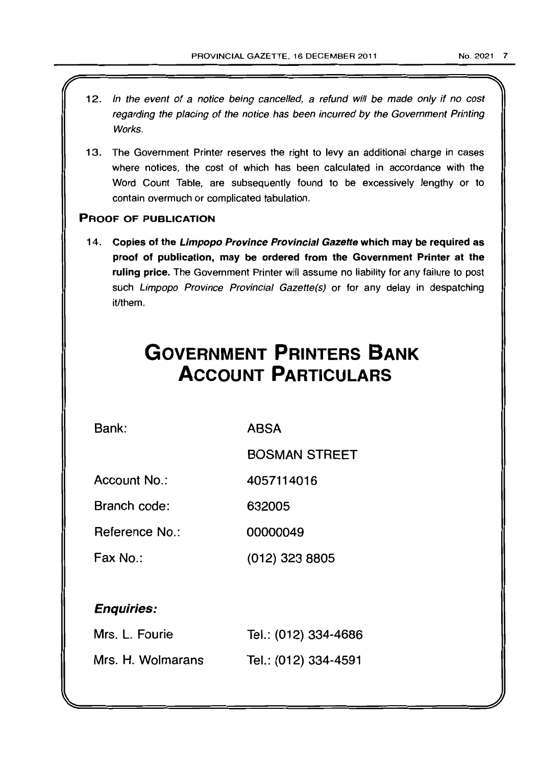12. *In the event of a notice being cancelled, a refund will be made only if no cost regarding the placing of the notice has been incurred by the Government Printing Works.*

13. The Government Printer reserves the right to levy an additional charge in cases where notices, the cost of which has been calculated in accordance with the Word Count Table, are subsequently found to be excessively lengthy or to contain overmuch or complicated tabulation.

### PROOF OF PUBLICATION

14. **Copies of the *Limpopo Province Provincial Gazette* which may be required as proof of publication, may be ordered from the Government Printer at the ruling price.** The Government Printer will assume no liability for any failure to post such *Limpopo Province Provincial Gazette(s)* or for any delay in despatching it/them.

# GOVERNMENT PRINTERS BANK ACCOUNT PARTICULARS

| | |
|---|---|
| Bank: | ABSA |
| | BOSMAN STREET |
| Account No.: | 4057114016 |
| Branch code: | 632005 |
| Reference No.: | 00000049 |
| Fax No.: | (012) 323 8805 |

***Enquiries:***

| | |
|---|---|
| Mrs. L. Fourie | Tel.: (012) 334-4686 |
| Mrs. H. Wolmarans | Tel.: (012) 334-4591 |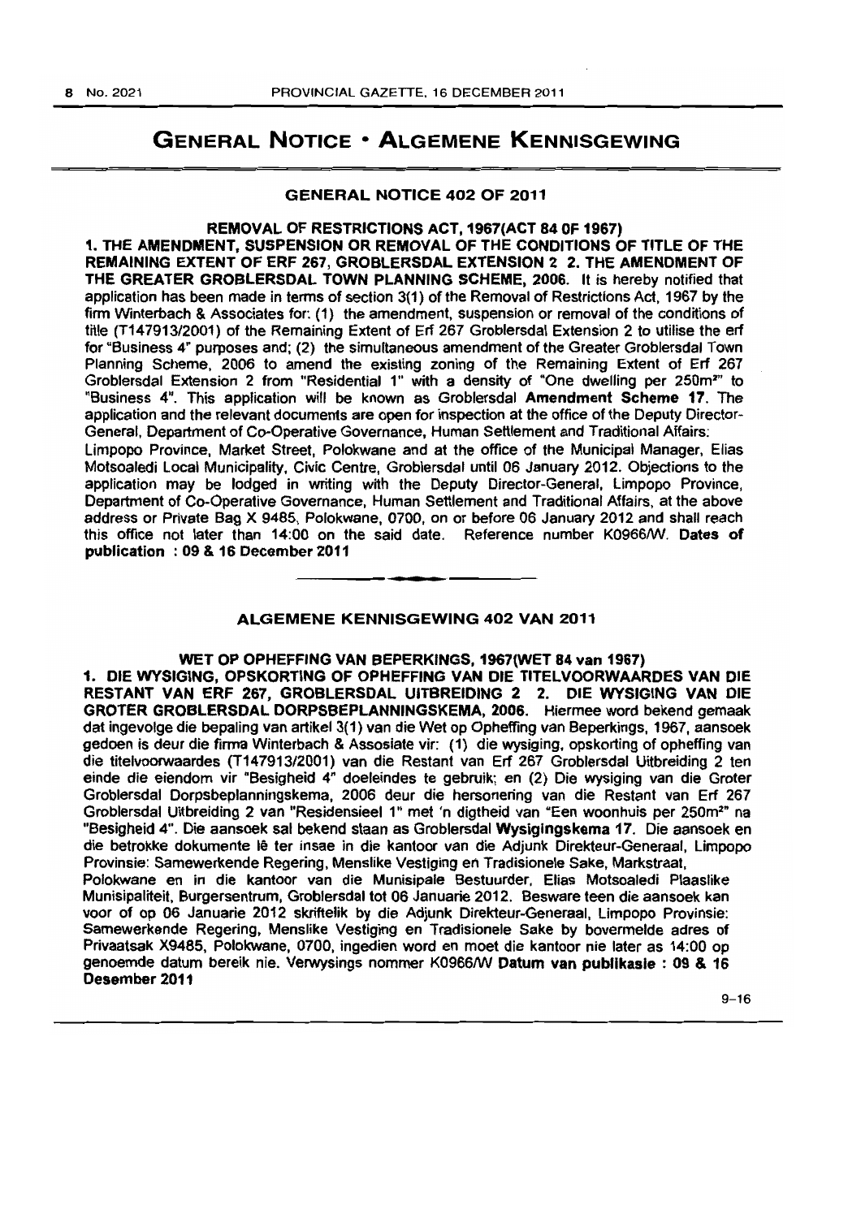# GENERAL NOTICE • ALGEMENE KENNISGEWING

## GENERAL NOTICE 402 OF 2011

### REMOVAL OF RESTRICTIONS ACT, 1967(ACT 84 OF 1967)

**1. THE AMENDMENT, SUSPENSION OR REMOVAL OF THE CONDITIONS OF TITLE OF THE REMAINING EXTENT OF ERF 267, GROBLERSDAL EXTENSION 2 2. THE AMENDMENT OF THE GREATER GROBLERSDAL TOWN PLANNING SCHEME, 2006.** It is hereby notified that application has been made in terms of section 3(1) of the Removal of Restrictions Act, 1967 by the firm Winterbach & Associates for: (1) the amendment, suspension or removal of the conditions of title (T147913/2001) of the Remaining Extent of Erf 267 Groblersdal Extension 2 to utilise the erf for "Business 4" purposes and; (2) the simultaneous amendment of the Greater Groblersdal Town Planning Scheme, 2006 to amend the existing zoning of the Remaining Extent of Erf 267 Groblersdal Extension 2 from "Residential 1" with a density of "One dwelling per 250m²" to "Business 4". This application will be known as Groblersdal **Amendment Scheme 17**. The application and the relevant documents are open for inspection at the office of the Deputy Director-General, Department of Co-Operative Governance, Human Settlement and Traditional Affairs: Limpopo Province, Market Street, Polokwane and at the office of the Municipal Manager, Elias Motsoaledi Local Municipality, Civic Centre, Groblersdal until 06 January 2012. Objections to the application may be lodged in writing with the Deputy Director-General, Limpopo Province, Department of Co-Operative Governance, Human Settlement and Traditional Affairs, at the above address or Private Bag X 9485, Polokwane, 0700, on or before 06 January 2012 and shall reach this office not later than 14:00 on the said date. Reference number K0966/W. **Dates of publication : 09 & 16 December 2011**

## ALGEMENE KENNISGEWING 402 VAN 2011

### WET OP OPHEFFING VAN BEPERKINGS, 1967(WET 84 van 1967)

**1. DIE WYSIGING, OPSKORTING OF OPHEFFING VAN DIE TITELVOORWAARDES VAN DIE RESTANT VAN ERF 267, GROBLERSDAL UITBREIDING 2 2. DIE WYSIGING VAN DIE GROTER GROBLERSDAL DORPSBEPLANNINGSKEMA, 2006.** Hiermee word bekend gemaak dat ingevolge die bepaling van artikel 3(1) van die Wet op Opheffing van Beperkings, 1967, aansoek gedoen is deur die firma Winterbach & Assosiate vir: (1) die wysiging, opskorting of opheffing van die titelvoorwaardes (T147913/2001) van die Restant van Erf 267 Groblersdal Uitbreiding 2 ten einde die eiendom vir "Besigheid 4" doeleindes te gebruik; en (2) Die wysiging van die Groter Groblersdal Dorpsbeplanningskema, 2006 deur die hersonering van die Restant van Erf 267 Groblersdal Uitbreiding 2 van "Residensieel 1" met 'n digtheid van "Een woonhuis per 250m²" na "Besigheid 4". Die aansoek sal bekend staan as Groblersdal **Wysigingskema 17**. Die aansoek en die betrokke dokumente lê ter insae in die kantoor van die Adjunk Direkteur-Generaal, Limpopo Provinsie: Samewerkende Regering, Menslike Vestiging en Tradisionele Sake, Markstraat, Polokwane en in die kantoor van die Munisipale Bestuurder, Elias Motsoaledi Plaaslike Munisipaliteit, Burgersentrum, Groblersdal tot 06 Januarie 2012. Besware teen die aansoek kan voor of op 06 Januarie 2012 skriftelik by die Adjunk Direkteur-Generaal, Limpopo Provinsie: Samewerkende Regering, Menslike Vestiging en Tradisionele Sake by bovermelde adres of Privaatsak X9485, Polokwane, 0700, ingedien word en moet die kantoor nie later as 14:00 op genoemde datum bereik nie. Verwysings nommer K0966/W **Datum van publikasie : 09 & 16 Desember 2011**

9–16